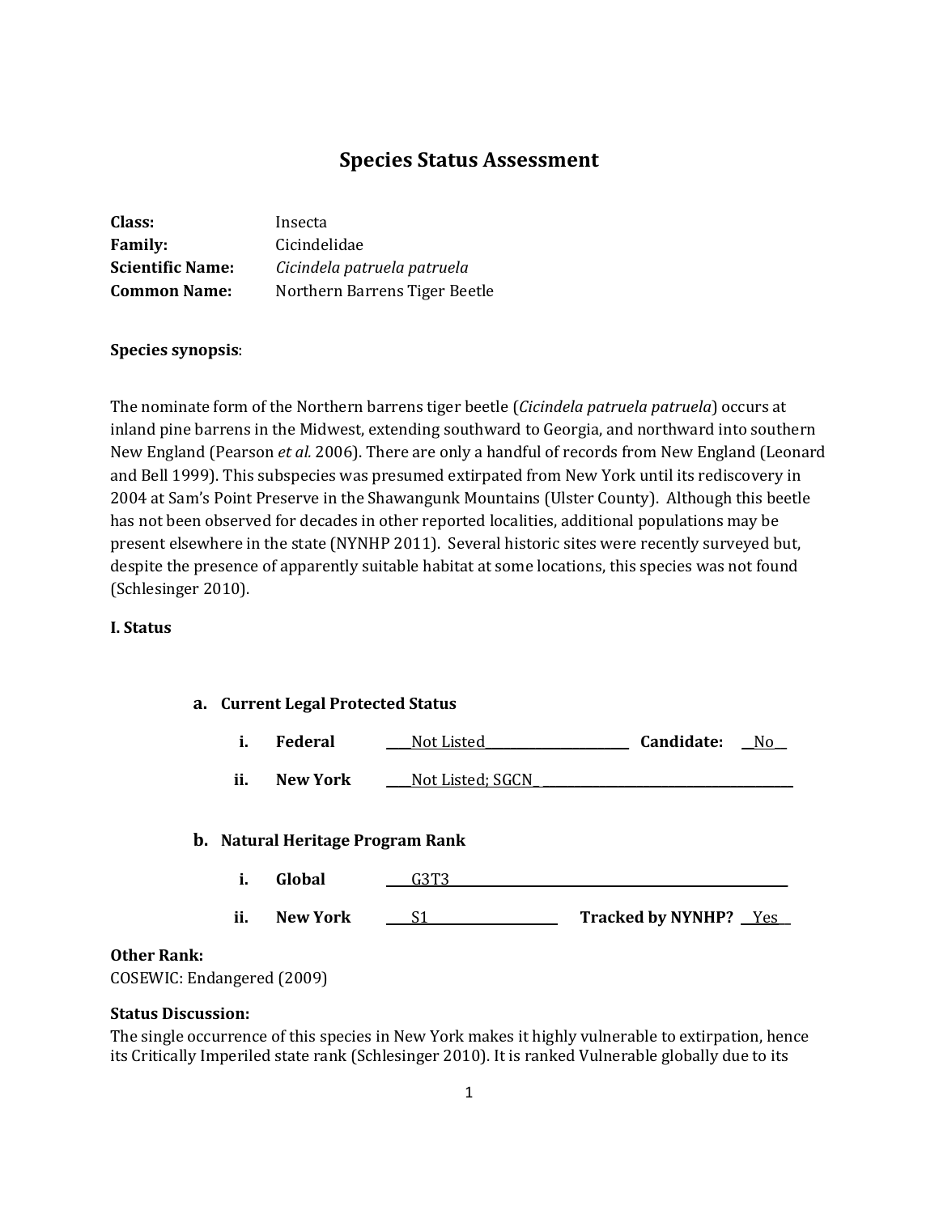# Species Status Assessment

**Class:** Insecta
**Family:** Cicindelidae
**Scientific Name:** *Cicindela patruela patruela*
**Common Name:** Northern Barrens Tiger Beetle

**Species synopsis**:

The nominate form of the Northern barrens tiger beetle (*Cicindela patruela patruela*) occurs at inland pine barrens in the Midwest, extending southward to Georgia, and northward into southern New England (Pearson *et al.* 2006). There are only a handful of records from New England (Leonard and Bell 1999). This subspecies was presumed extirpated from New York until its rediscovery in 2004 at Sam's Point Preserve in the Shawangunk Mountains (Ulster County). Although this beetle has not been observed for decades in other reported localities, additional populations may be present elsewhere in the state (NYNHP 2011). Several historic sites were recently surveyed but, despite the presence of apparently suitable habitat at some locations, this species was not found (Schlesinger 2010).

## I. Status

### a. Current Legal Protected Status

i. **Federal** \_\_\_\_Not Listed\_\_\_\_\_\_\_\_\_\_\_\_\_\_\_\_\_\_\_\_\_\_\_ **Candidate:** \_\_No\_\_

ii. **New York** \_\_\_\_Not Listed; SGCN\_ \_\_\_\_\_\_\_\_\_\_\_\_\_\_\_\_\_\_\_\_\_\_\_\_\_\_\_\_\_\_\_\_\_\_\_\_\_\_\_

### b. Natural Heritage Program Rank

i. **Global** \_\_\_\_G3T3\_\_\_\_\_\_\_\_\_\_\_\_\_\_\_\_\_\_\_\_\_\_\_\_\_\_\_\_\_\_\_\_\_\_\_\_\_\_\_\_\_\_\_\_\_\_\_\_\_\_\_\_

ii. **New York** \_\_\_\_S1\_\_\_\_\_\_\_\_\_\_\_\_\_\_\_\_\_\_\_\_ **Tracked by NYNHP?** \_\_Yes\_\_

**Other Rank:**
COSEWIC: Endangered (2009)

**Status Discussion:**
The single occurrence of this species in New York makes it highly vulnerable to extirpation, hence its Critically Imperiled state rank (Schlesinger 2010). It is ranked Vulnerable globally due to its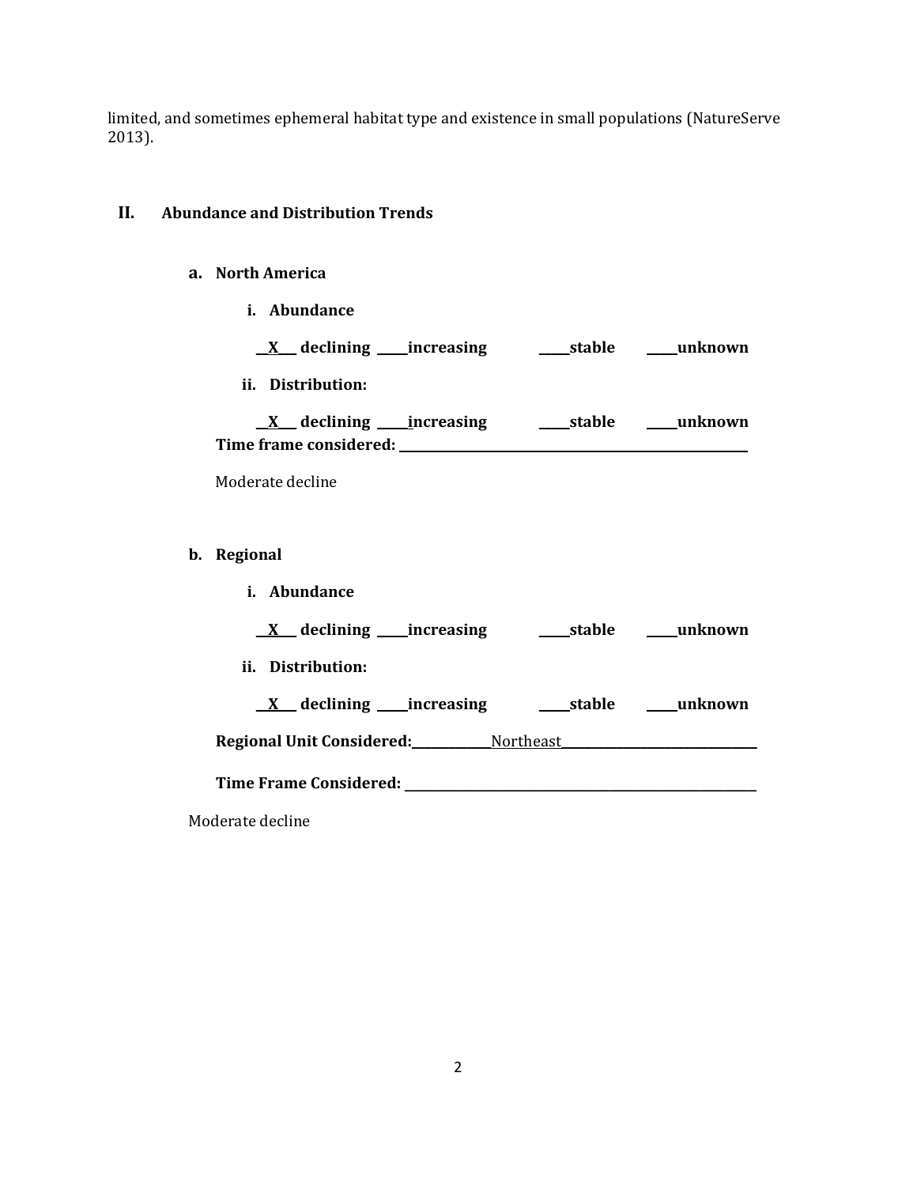limited, and sometimes ephemeral habitat type and existence in small populations (NatureServe 2013).

## II. Abundance and Distribution Trends

### a. North America

**i. Abundance**

**__X__ declining _____increasing _____stable _____unknown**

**ii. Distribution:**

**__X__ declining _____increasing _____stable _____unknown**

**Time frame considered: ____________________________________________**

Moderate decline

### b. Regional

**i. Abundance**

**__X__ declining _____increasing _____stable _____unknown**

**ii. Distribution:**

**__X__ declining _____increasing _____stable _____unknown**

**Regional Unit Considered:**____________Northeast______________________________

**Time Frame Considered: ____________________________________________**

Moderate decline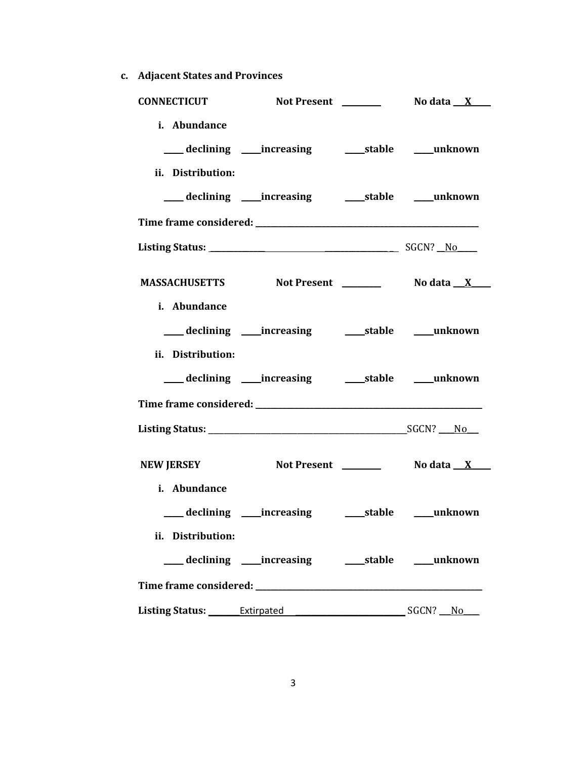**c. Adjacent States and Provinces**

**CONNECTICUT** **Not Present** ________ **No data** ___X____

**i. Abundance**

____ **declining** ____**increasing** ____**stable** ____**unknown**

**ii. Distribution:**

____ **declining** ____**increasing** ____**stable** ____**unknown**

**Time frame considered:** ____________________________________________________

**Listing Status:** ______________________________________________ SGCN? __No____

**MASSACHUSETTS** **Not Present** ________ **No data** ___X____

**i. Abundance**

____ **declining** ____**increasing** ____**stable** ____**unknown**

**ii. Distribution:**

____ **declining** ____**increasing** ____**stable** ____**unknown**

**Time frame considered:** ____________________________________________________

**Listing Status:** ______________________________________________ SGCN? ____No___

**NEW JERSEY** **Not Present** ________ **No data** ___X____

**i. Abundance**

____ **declining** ____**increasing** ____**stable** ____**unknown**

**ii. Distribution:**

____ **declining** ____**increasing** ____**stable** ____**unknown**

**Time frame considered:** ____________________________________________________

**Listing Status:** _______Extirpated _________________________ SGCN? ___No____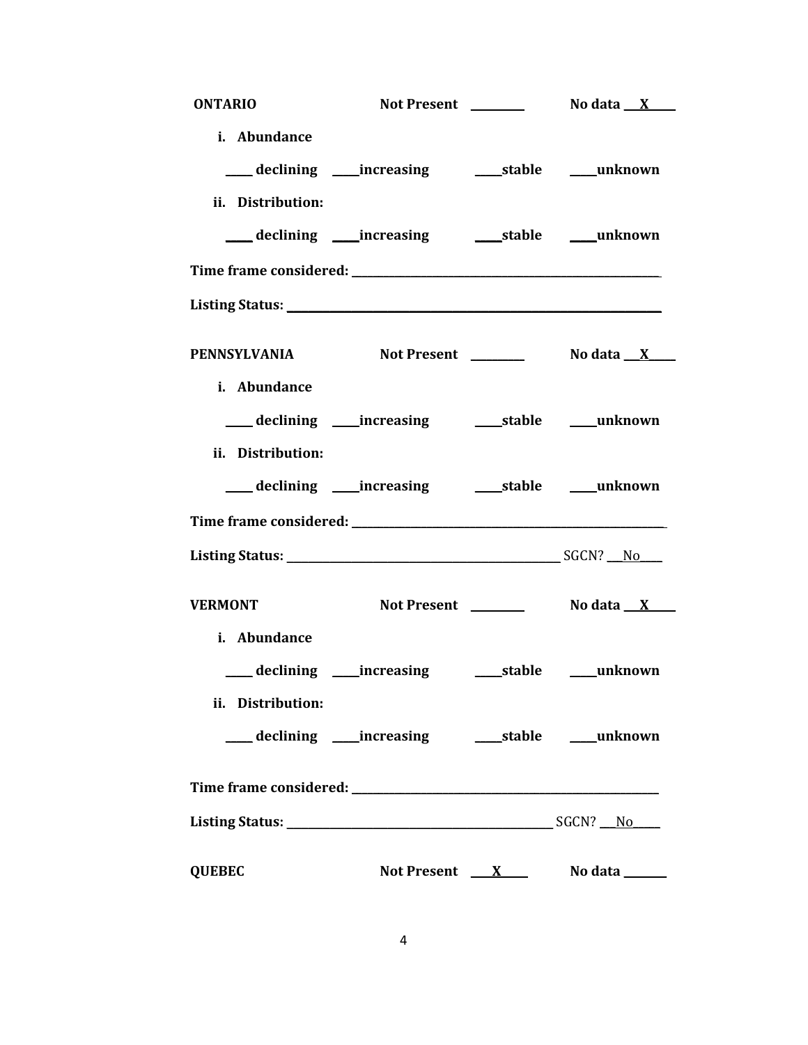**ONTARIO** **Not Present** ________ **No data** __X____

**i. Abundance**

____ **declining** ____**increasing** ____**stable** ____**unknown**

**ii. Distribution:**

____ **declining** ____**increasing** ____**stable** ____**unknown**

**Time frame considered:** ______________________________________________

**Listing Status:** ______________________________________________

**PENNSYLVANIA** **Not Present** ________ **No data** __X____

**i. Abundance**

____ **declining** ____**increasing** ____**stable** ____**unknown**

**ii. Distribution:**

____ **declining** ____**increasing** ____**stable** ____**unknown**

**Time frame considered:** ______________________________________________

**Listing Status:** ________________________________________ SGCN? __No____

**VERMONT** **Not Present** ________ **No data** __X____

**i. Abundance**

____ **declining** ____**increasing** ____**stable** ____**unknown**

**ii. Distribution:**

____ **declining** ____**increasing** ____**stable** ____**unknown**

**Time frame considered:** ______________________________________________

**Listing Status:** ________________________________________ SGCN? __No____

**QUEBEC** **Not Present** __X____ **No data** ______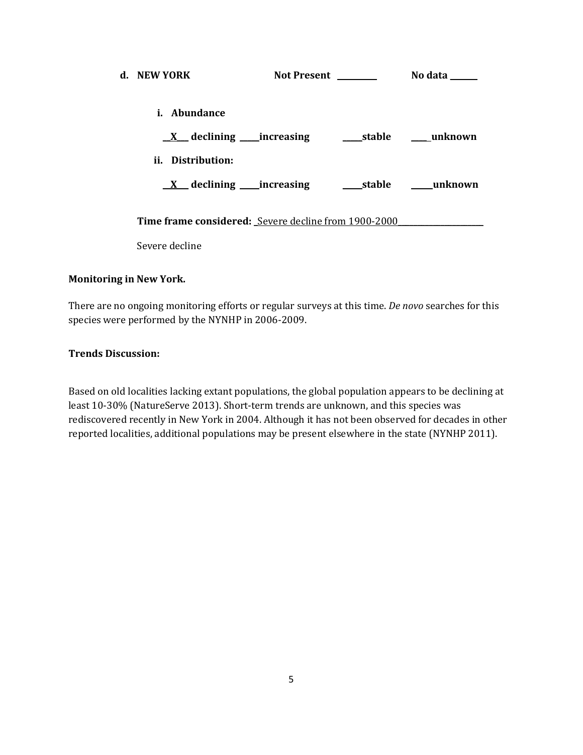d. **NEW YORK** **Not Present** ________ **No data** ______

i. **Abundance**

__X__ **declining** ____**increasing** ____**stable** ____ **unknown**

ii. **Distribution:**

__X__ **declining** ____**increasing** ____**stable** ____**unknown**

**Time frame considered:** Severe decline from 1900-2000

Severe decline

**Monitoring in New York.**

There are no ongoing monitoring efforts or regular surveys at this time. *De novo* searches for this species were performed by the NYNHP in 2006-2009.

**Trends Discussion:**

Based on old localities lacking extant populations, the global population appears to be declining at least 10-30% (NatureServe 2013). Short-term trends are unknown, and this species was rediscovered recently in New York in 2004. Although it has not been observed for decades in other reported localities, additional populations may be present elsewhere in the state (NYNHP 2011).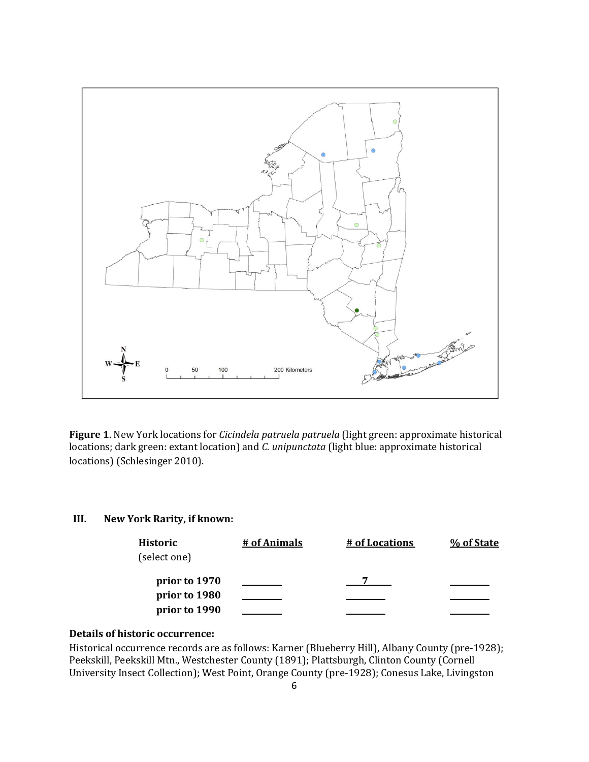**Figure 1**. New York locations for *Cicindela patruela patruela* (light green: approximate historical locations; dark green: extant location) and *C. unipunctata* (light blue: approximate historical locations) (Schlesinger 2010).

### III. New York Rarity, if known:

| Historic (select one) | # of Animals | # of Locations | % of State |
|---|---|---|---|
| prior to 1970 | ________ | ___7_____ | ________ |
| prior to 1980 | ________ | ________ | ________ |
| prior to 1990 | ________ | ________ | ________ |

**Details of historic occurrence:**

Historical occurrence records are as follows: Karner (Blueberry Hill), Albany County (pre-1928); Peekskill, Peekskill Mtn., Westchester County (1891); Plattsburgh, Clinton County (Cornell University Insect Collection); West Point, Orange County (pre-1928); Conesus Lake, Livingston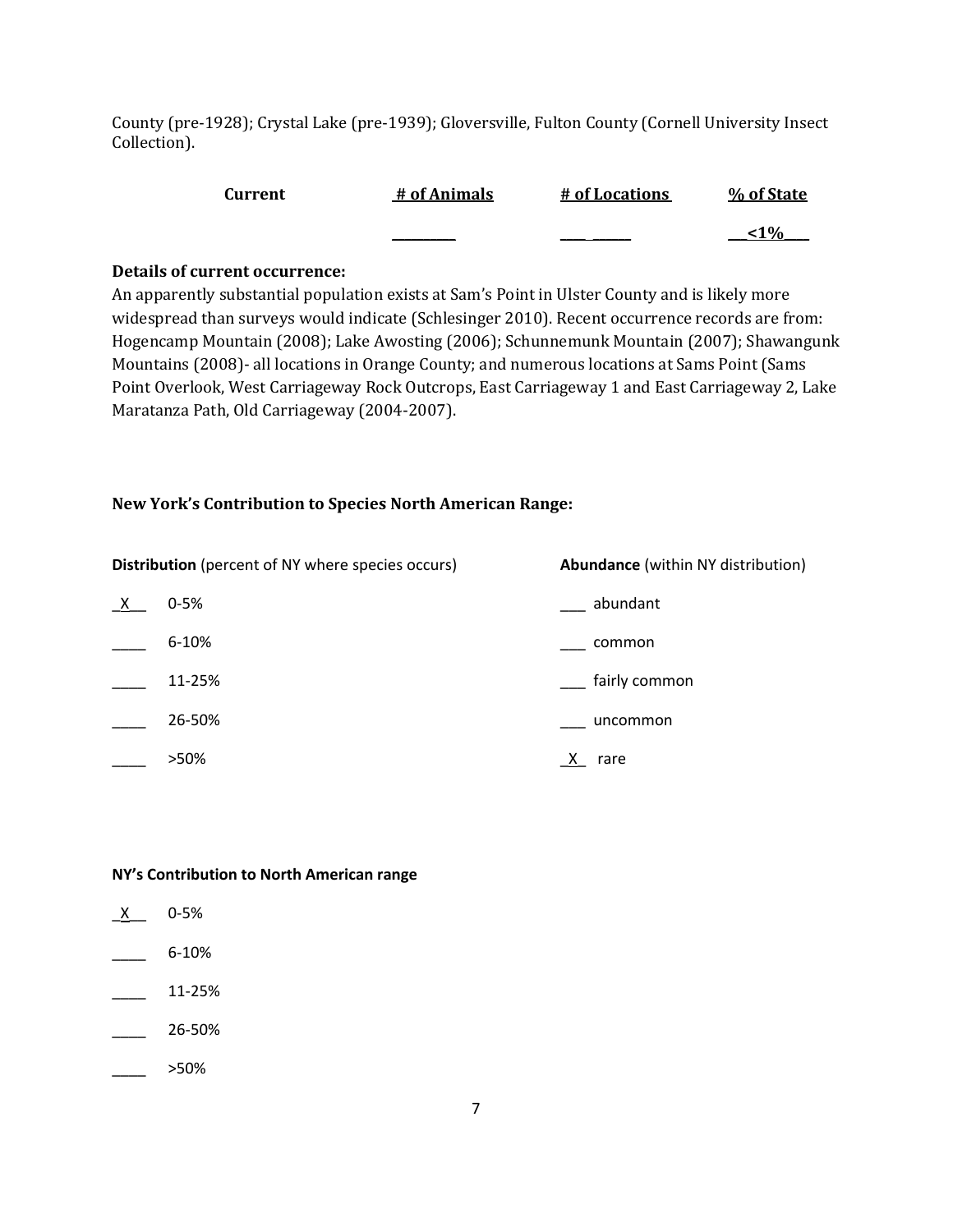County (pre-1928); Crystal Lake (pre-1939); Gloversville, Fulton County (Cornell University Insect Collection).

| Current | # of Animals | # of Locations | % of State |
|---|---|---|---|
| | _________ | ____ ______ | __<1%___ |

**Details of current occurrence:**
An apparently substantial population exists at Sam's Point in Ulster County and is likely more widespread than surveys would indicate (Schlesinger 2010). Recent occurrence records are from: Hogencamp Mountain (2008); Lake Awosting (2006); Schunnemunk Mountain (2007); Shawangunk Mountains (2008)- all locations in Orange County; and numerous locations at Sams Point (Sams Point Overlook, West Carriageway Rock Outcrops, East Carriageway 1 and East Carriageway 2, Lake Maratanza Path, Old Carriageway (2004-2007).

**New York's Contribution to Species North American Range:**

| **Distribution** (percent of NY where species occurs) | | **Abundance** (within NY distribution) | |
|---|---|---|---|
| _X__ | 0-5% | ___ | abundant |
| ____ | 6-10% | ___ | common |
| ____ | 11-25% | ___ | fairly common |
| ____ | 26-50% | ___ | uncommon |
| ____ | >50% | _X_ | rare |

**NY's Contribution to North American range**

_X__ 0-5%

____ 6-10%

____ 11-25%

____ 26-50%

____ >50%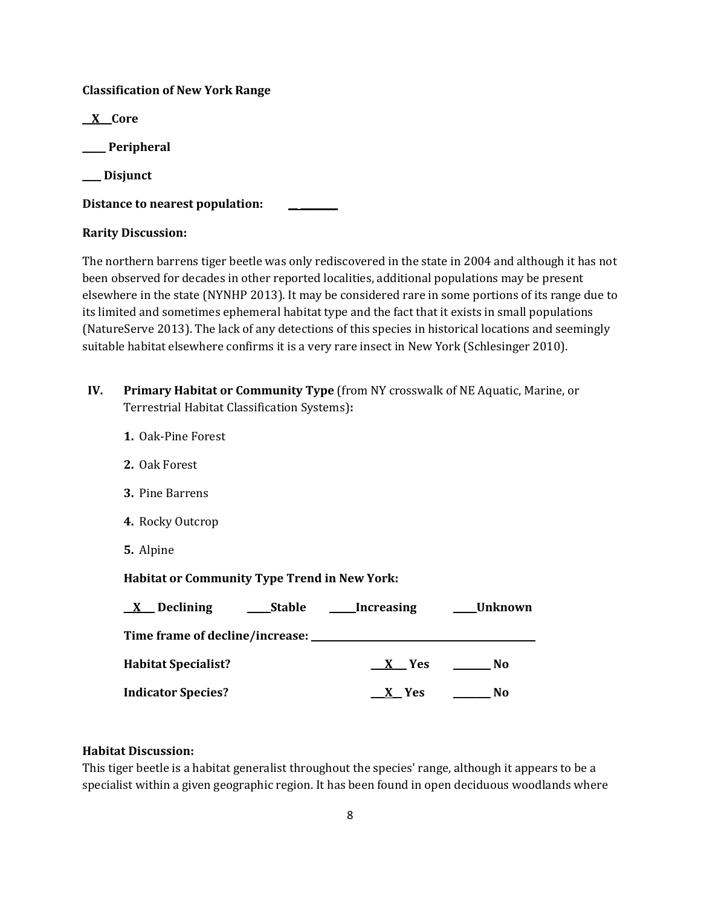**Classification of New York Range**

__X__ **Core**

_____ **Peripheral**

____ **Disjunct**

**Distance to nearest population:** ________

**Rarity Discussion:**

The northern barrens tiger beetle was only rediscovered in the state in 2004 and although it has not been observed for decades in other reported localities, additional populations may be present elsewhere in the state (NYNHP 2013). It may be considered rare in some portions of its range due to its limited and sometimes ephemeral habitat type and the fact that it exists in small populations (NatureServe 2013). The lack of any detections of this species in historical locations and seemingly suitable habitat elsewhere confirms it is a very rare insect in New York (Schlesinger 2010).

**IV. Primary Habitat or Community Type** (from NY crosswalk of NE Aquatic, Marine, or Terrestrial Habitat Classification Systems)**:**

1. Oak-Pine Forest
2. Oak Forest
3. Pine Barrens
4. Rocky Outcrop
5. Alpine

**Habitat or Community Type Trend in New York:**

__X__ **Declining** _____**Stable** _____**Increasing** _____**Unknown**

**Time frame of decline/increase:** _______________

**Habitat Specialist?** __X__ **Yes** _______ **No**

**Indicator Species?** __X__ **Yes** _______ **No**

**Habitat Discussion:**

This tiger beetle is a habitat generalist throughout the species' range, although it appears to be a specialist within a given geographic region. It has been found in open deciduous woodlands where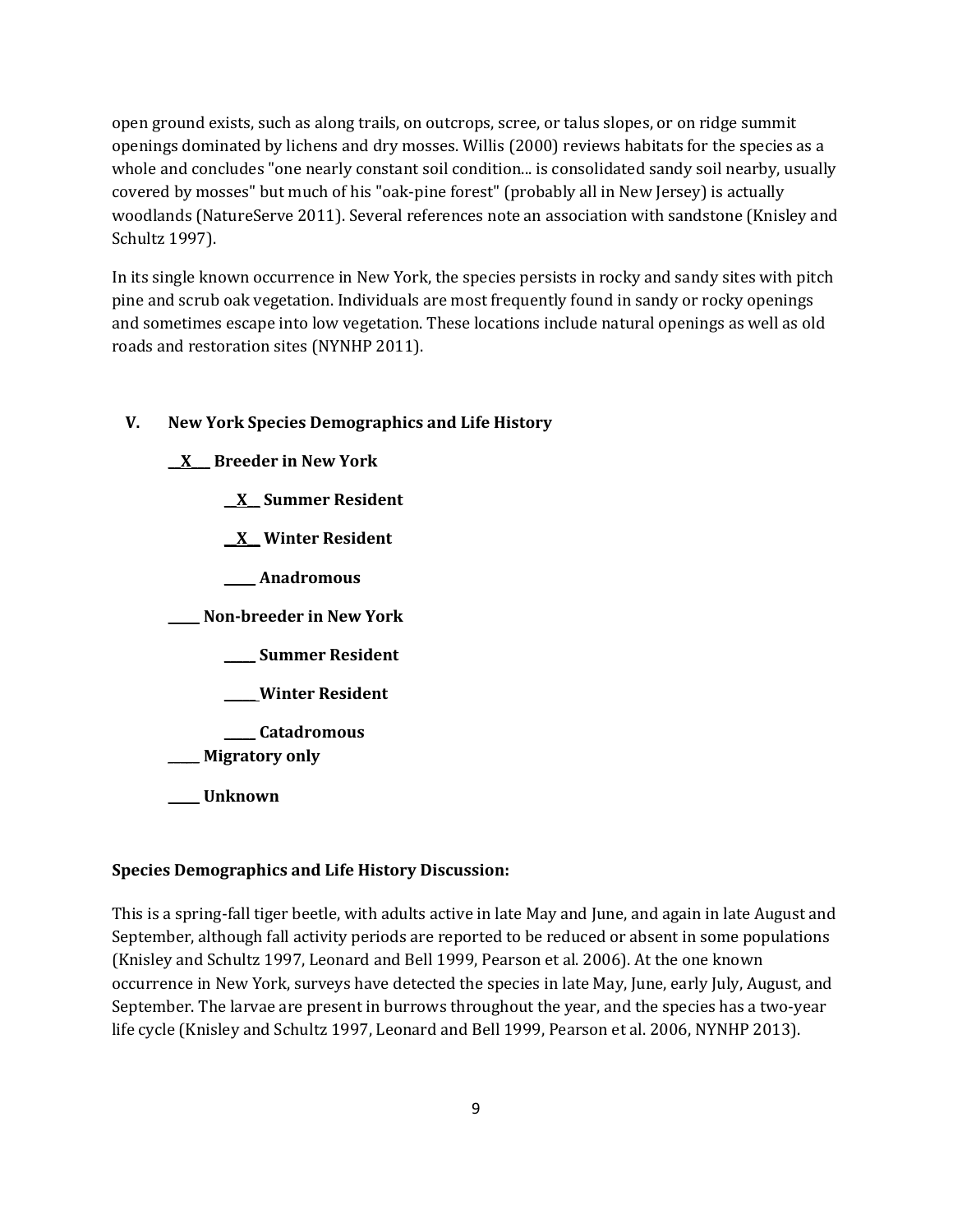open ground exists, such as along trails, on outcrops, scree, or talus slopes, or on ridge summit openings dominated by lichens and dry mosses. Willis (2000) reviews habitats for the species as a whole and concludes "one nearly constant soil condition... is consolidated sandy soil nearby, usually covered by mosses" but much of his "oak-pine forest" (probably all in New Jersey) is actually woodlands (NatureServe 2011). Several references note an association with sandstone (Knisley and Schultz 1997).

In its single known occurrence in New York, the species persists in rocky and sandy sites with pitch pine and scrub oak vegetation. Individuals are most frequently found in sandy or rocky openings and sometimes escape into low vegetation. These locations include natural openings as well as old roads and restoration sites (NYNHP 2011).

## V. New York Species Demographics and Life History

__X__ **Breeder in New York**

- __X__ **Summer Resident**
- __X__ **Winter Resident**
- _____ **Anadromous**

_____ **Non-breeder in New York**

- _____ **Summer Resident**
- _____ **Winter Resident**
- _____ **Catadromous**

_____ **Migratory only**

_____ **Unknown**

**Species Demographics and Life History Discussion:**

This is a spring-fall tiger beetle, with adults active in late May and June, and again in late August and September, although fall activity periods are reported to be reduced or absent in some populations (Knisley and Schultz 1997, Leonard and Bell 1999, Pearson et al. 2006). At the one known occurrence in New York, surveys have detected the species in late May, June, early July, August, and September. The larvae are present in burrows throughout the year, and the species has a two-year life cycle (Knisley and Schultz 1997, Leonard and Bell 1999, Pearson et al. 2006, NYNHP 2013).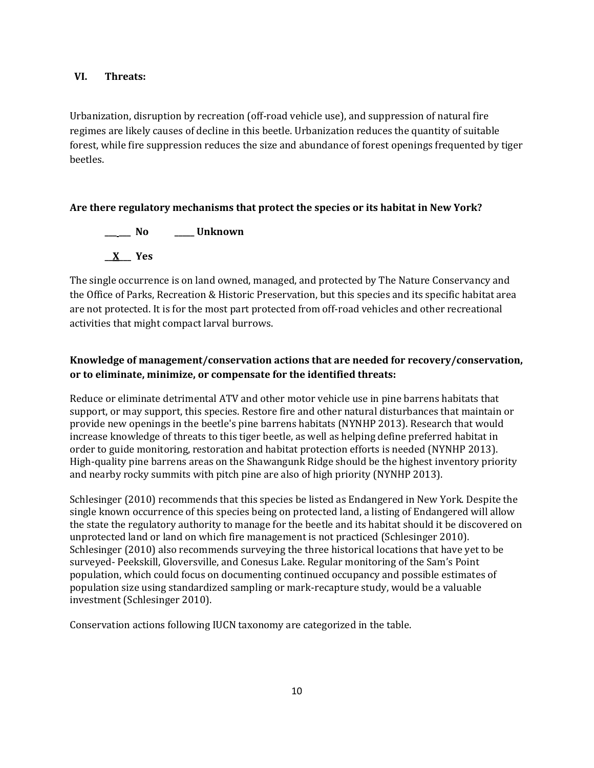## VI. Threats:

Urbanization, disruption by recreation (off-road vehicle use), and suppression of natural fire regimes are likely causes of decline in this beetle. Urbanization reduces the quantity of suitable forest, while fire suppression reduces the size and abundance of forest openings frequented by tiger beetles.

**Are there regulatory mechanisms that protect the species or its habitat in New York?**

**_______ No     _____ Unknown**

**__X___ Yes**

The single occurrence is on land owned, managed, and protected by The Nature Conservancy and the Office of Parks, Recreation & Historic Preservation, but this species and its specific habitat area are not protected. It is for the most part protected from off-road vehicles and other recreational activities that might compact larval burrows.

**Knowledge of management/conservation actions that are needed for recovery/conservation, or to eliminate, minimize, or compensate for the identified threats:**

Reduce or eliminate detrimental ATV and other motor vehicle use in pine barrens habitats that support, or may support, this species. Restore fire and other natural disturbances that maintain or provide new openings in the beetle's pine barrens habitats (NYNHP 2013). Research that would increase knowledge of threats to this tiger beetle, as well as helping define preferred habitat in order to guide monitoring, restoration and habitat protection efforts is needed (NYNHP 2013). High-quality pine barrens areas on the Shawangunk Ridge should be the highest inventory priority and nearby rocky summits with pitch pine are also of high priority (NYNHP 2013).

Schlesinger (2010) recommends that this species be listed as Endangered in New York. Despite the single known occurrence of this species being on protected land, a listing of Endangered will allow the state the regulatory authority to manage for the beetle and its habitat should it be discovered on unprotected land or land on which fire management is not practiced (Schlesinger 2010). Schlesinger (2010) also recommends surveying the three historical locations that have yet to be surveyed- Peekskill, Gloversville, and Conesus Lake. Regular monitoring of the Sam's Point population, which could focus on documenting continued occupancy and possible estimates of population size using standardized sampling or mark-recapture study, would be a valuable investment (Schlesinger 2010).

Conservation actions following IUCN taxonomy are categorized in the table.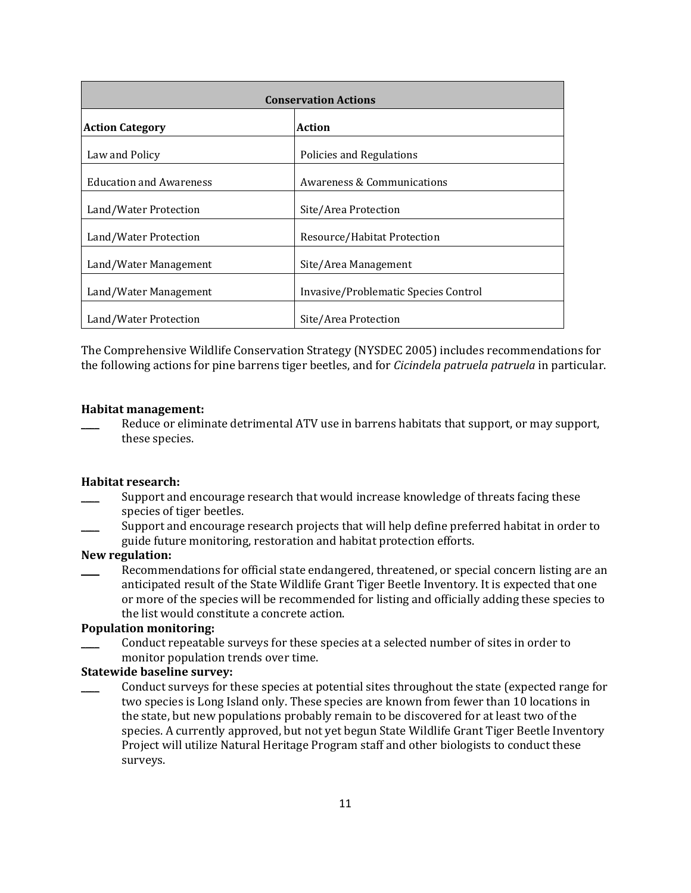| Conservation Actions | |
|---|---|
| **Action Category** | **Action** |
| Law and Policy | Policies and Regulations |
| Education and Awareness | Awareness & Communications |
| Land/Water Protection | Site/Area Protection |
| Land/Water Protection | Resource/Habitat Protection |
| Land/Water Management | Site/Area Management |
| Land/Water Management | Invasive/Problematic Species Control |
| Land/Water Protection | Site/Area Protection |

The Comprehensive Wildlife Conservation Strategy (NYSDEC 2005) includes recommendations for the following actions for pine barrens tiger beetles, and for *Cicindela patruela patruela* in particular.

**Habitat management:**

____ Reduce or eliminate detrimental ATV use in barrens habitats that support, or may support, these species.

**Habitat research:**

____ Support and encourage research that would increase knowledge of threats facing these species of tiger beetles.

____ Support and encourage research projects that will help define preferred habitat in order to guide future monitoring, restoration and habitat protection efforts.

**New regulation:**

____ Recommendations for official state endangered, threatened, or special concern listing are an anticipated result of the State Wildlife Grant Tiger Beetle Inventory. It is expected that one or more of the species will be recommended for listing and officially adding these species to the list would constitute a concrete action.

**Population monitoring:**

____ Conduct repeatable surveys for these species at a selected number of sites in order to monitor population trends over time.

**Statewide baseline survey:**

____ Conduct surveys for these species at potential sites throughout the state (expected range for two species is Long Island only. These species are known from fewer than 10 locations in the state, but new populations probably remain to be discovered for at least two of the species. A currently approved, but not yet begun State Wildlife Grant Tiger Beetle Inventory Project will utilize Natural Heritage Program staff and other biologists to conduct these surveys.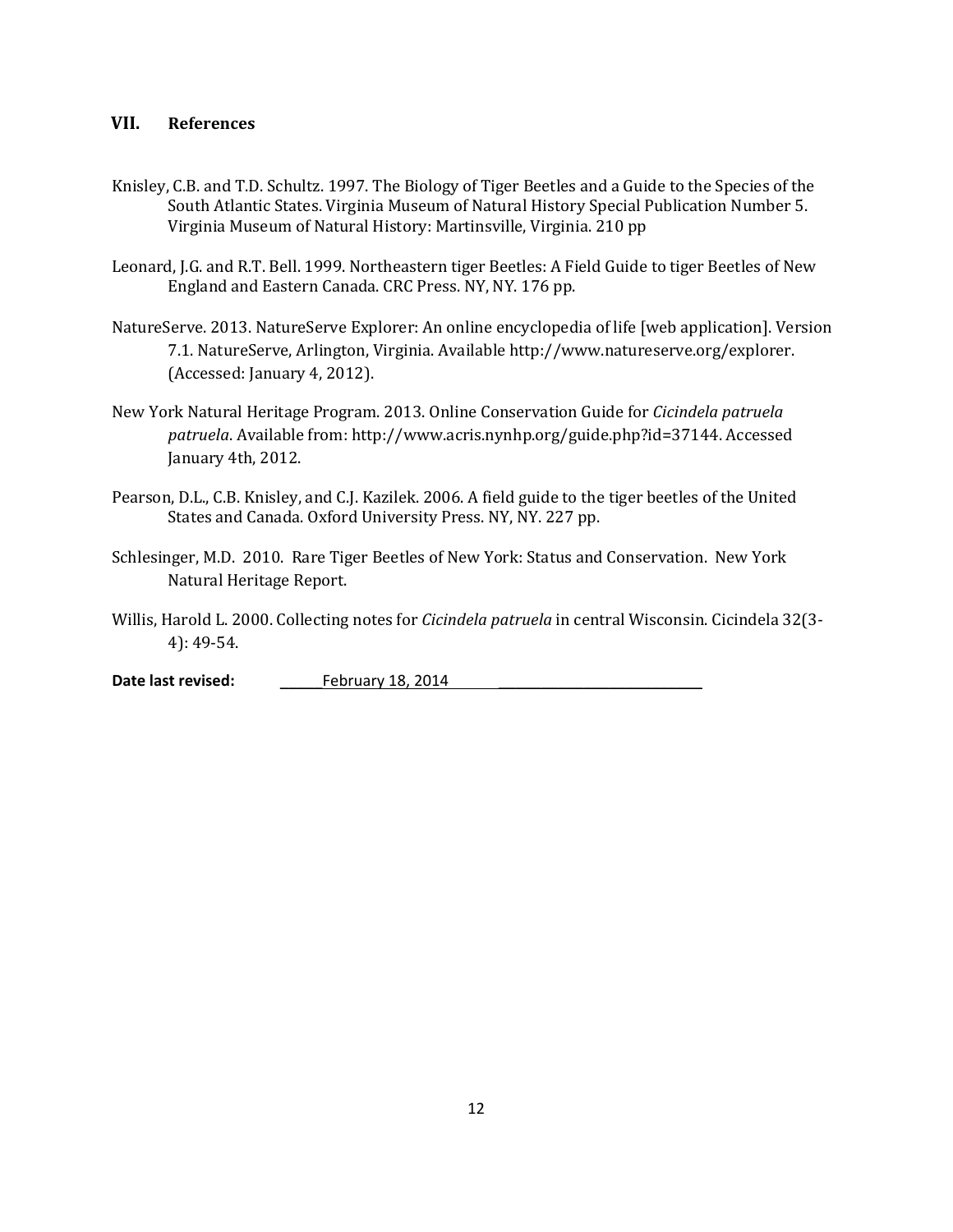## VII. References

Knisley, C.B. and T.D. Schultz. 1997. The Biology of Tiger Beetles and a Guide to the Species of the South Atlantic States. Virginia Museum of Natural History Special Publication Number 5. Virginia Museum of Natural History: Martinsville, Virginia. 210 pp

Leonard, J.G. and R.T. Bell. 1999. Northeastern tiger Beetles: A Field Guide to tiger Beetles of New England and Eastern Canada. CRC Press. NY, NY. 176 pp.

NatureServe. 2013. NatureServe Explorer: An online encyclopedia of life [web application]. Version 7.1. NatureServe, Arlington, Virginia. Available http://www.natureserve.org/explorer. (Accessed: January 4, 2012).

New York Natural Heritage Program. 2013. Online Conservation Guide for *Cicindela patruela patruela*. Available from: http://www.acris.nynhp.org/guide.php?id=37144. Accessed January 4th, 2012.

Pearson, D.L., C.B. Knisley, and C.J. Kazilek. 2006. A field guide to the tiger beetles of the United States and Canada. Oxford University Press. NY, NY. 227 pp.

Schlesinger, M.D. 2010. Rare Tiger Beetles of New York: Status and Conservation. New York Natural Heritage Report.

Willis, Harold L. 2000. Collecting notes for *Cicindela patruela* in central Wisconsin. Cicindela 32(3-4): 49-54.

**Date last revised:** February 18, 2014